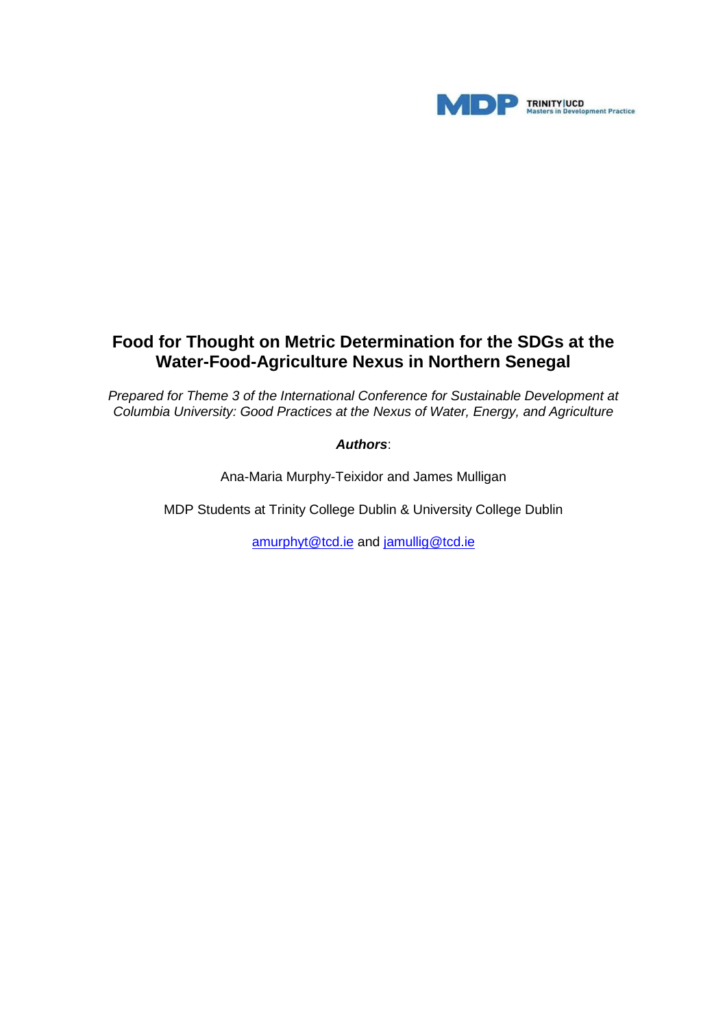MDP TRINITY|UCD Masters in Development Practice

# Food for Thought on Metric Determination for the SDGs at the Water-Food-Agriculture Nexus in Northern Senegal

*Prepared for Theme 3 of the International Conference for Sustainable Development at Columbia University: Good Practices at the Nexus of Water, Energy, and Agriculture*

***Authors***:

Ana-Maria Murphy-Teixidor and James Mulligan

MDP Students at Trinity College Dublin & University College Dublin

amurphyt@tcd.ie and jamullig@tcd.ie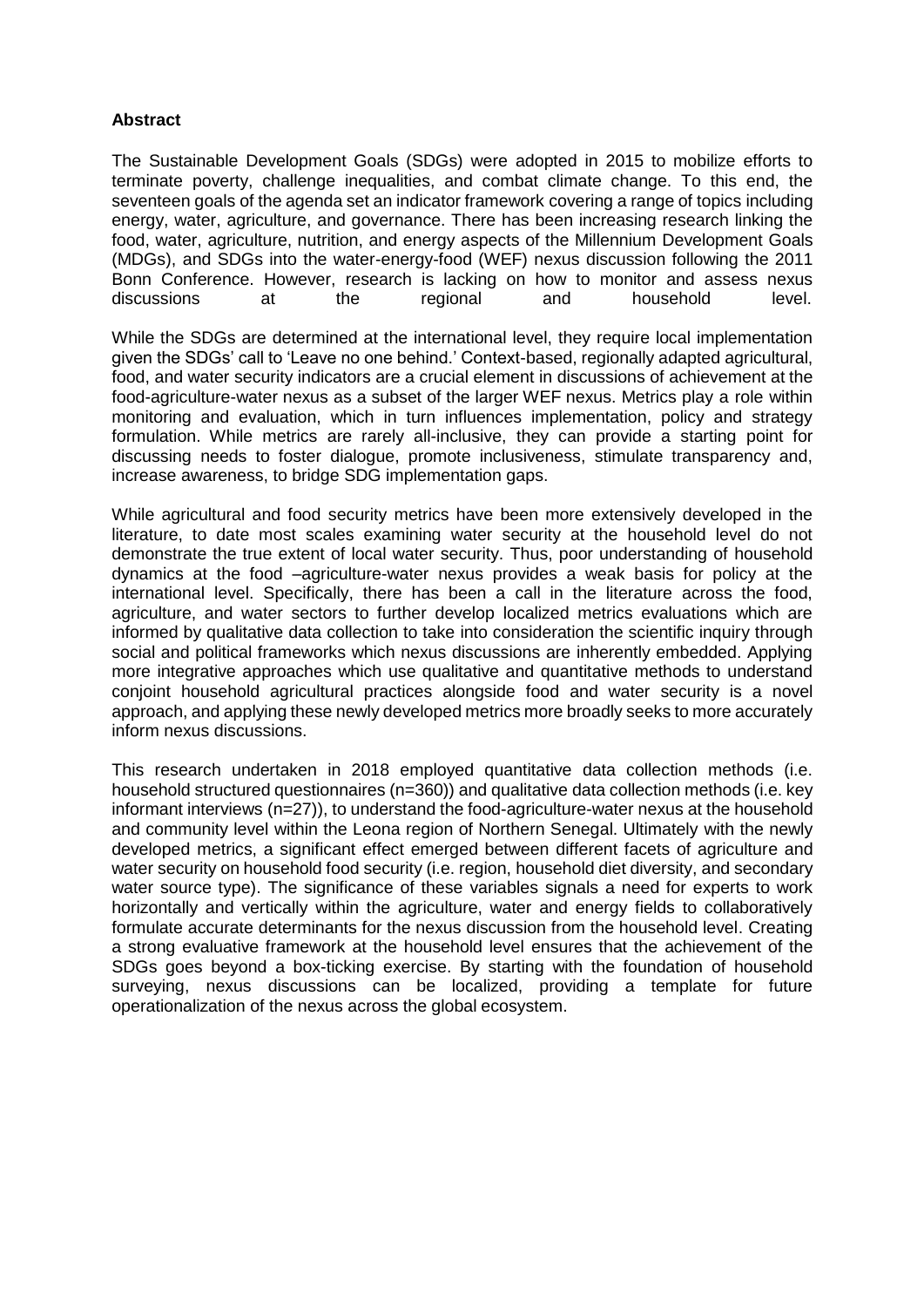**Abstract**

The Sustainable Development Goals (SDGs) were adopted in 2015 to mobilize efforts to terminate poverty, challenge inequalities, and combat climate change. To this end, the seventeen goals of the agenda set an indicator framework covering a range of topics including energy, water, agriculture, and governance. There has been increasing research linking the food, water, agriculture, nutrition, and energy aspects of the Millennium Development Goals (MDGs), and SDGs into the water-energy-food (WEF) nexus discussion following the 2011 Bonn Conference. However, research is lacking on how to monitor and assess nexus discussions at the regional and household level.

While the SDGs are determined at the international level, they require local implementation given the SDGs' call to 'Leave no one behind.' Context-based, regionally adapted agricultural, food, and water security indicators are a crucial element in discussions of achievement at the food-agriculture-water nexus as a subset of the larger WEF nexus. Metrics play a role within monitoring and evaluation, which in turn influences implementation, policy and strategy formulation. While metrics are rarely all-inclusive, they can provide a starting point for discussing needs to foster dialogue, promote inclusiveness, stimulate transparency and, increase awareness, to bridge SDG implementation gaps.

While agricultural and food security metrics have been more extensively developed in the literature, to date most scales examining water security at the household level do not demonstrate the true extent of local water security. Thus, poor understanding of household dynamics at the food –agriculture-water nexus provides a weak basis for policy at the international level. Specifically, there has been a call in the literature across the food, agriculture, and water sectors to further develop localized metrics evaluations which are informed by qualitative data collection to take into consideration the scientific inquiry through social and political frameworks which nexus discussions are inherently embedded. Applying more integrative approaches which use qualitative and quantitative methods to understand conjoint household agricultural practices alongside food and water security is a novel approach, and applying these newly developed metrics more broadly seeks to more accurately inform nexus discussions.

This research undertaken in 2018 employed quantitative data collection methods (i.e. household structured questionnaires (n=360)) and qualitative data collection methods (i.e. key informant interviews (n=27)), to understand the food-agriculture-water nexus at the household and community level within the Leona region of Northern Senegal. Ultimately with the newly developed metrics, a significant effect emerged between different facets of agriculture and water security on household food security (i.e. region, household diet diversity, and secondary water source type). The significance of these variables signals a need for experts to work horizontally and vertically within the agriculture, water and energy fields to collaboratively formulate accurate determinants for the nexus discussion from the household level. Creating a strong evaluative framework at the household level ensures that the achievement of the SDGs goes beyond a box-ticking exercise. By starting with the foundation of household surveying, nexus discussions can be localized, providing a template for future operationalization of the nexus across the global ecosystem.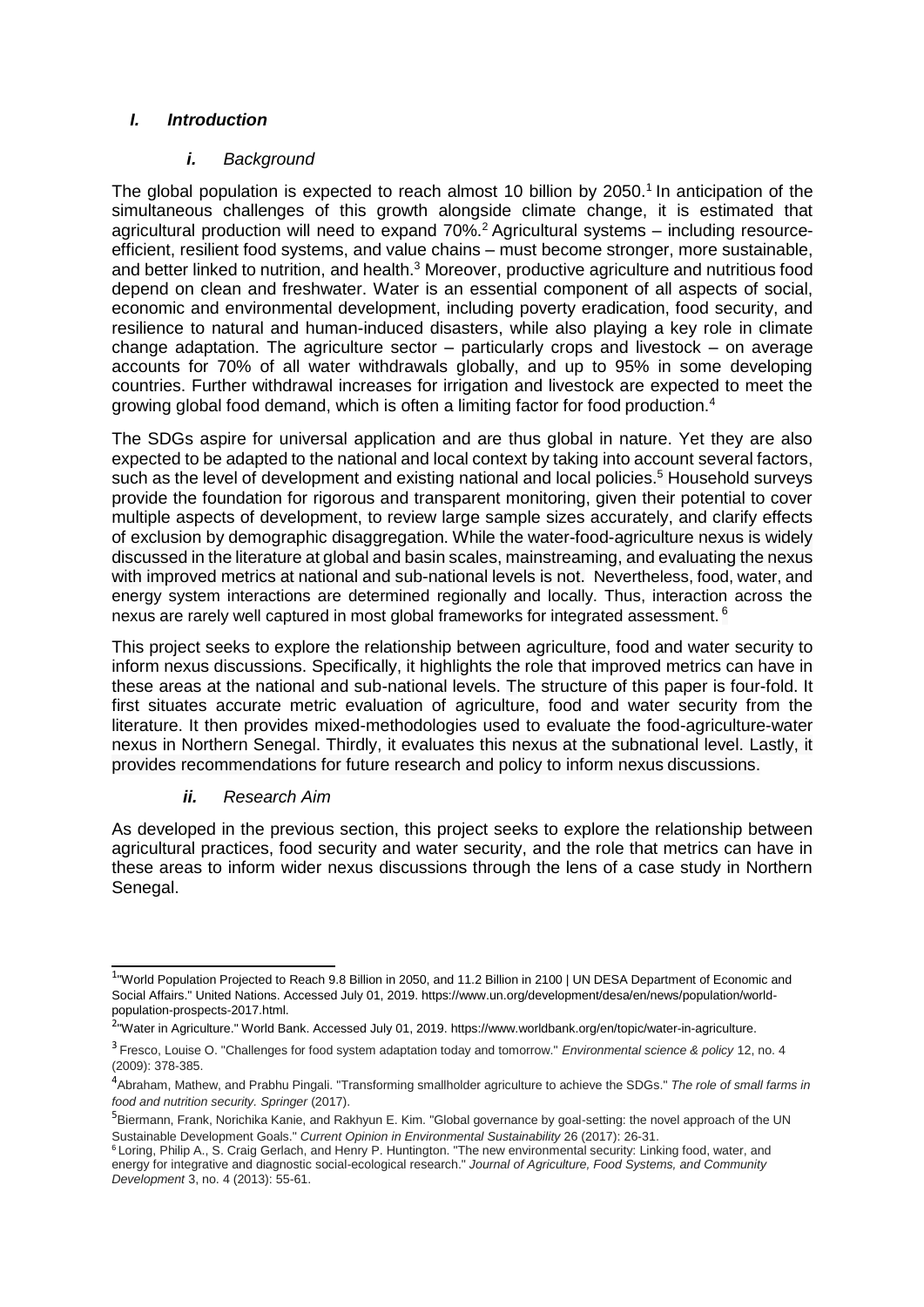## *I. Introduction*

### *i. Background*

The global population is expected to reach almost 10 billion by 2050.[1] In anticipation of the simultaneous challenges of this growth alongside climate change, it is estimated that agricultural production will need to expand 70%.[2] Agricultural systems – including resource-efficient, resilient food systems, and value chains – must become stronger, more sustainable, and better linked to nutrition, and health.[3] Moreover, productive agriculture and nutritious food depend on clean and freshwater. Water is an essential component of all aspects of social, economic and environmental development, including poverty eradication, food security, and resilience to natural and human-induced disasters, while also playing a key role in climate change adaptation. The agriculture sector – particularly crops and livestock – on average accounts for 70% of all water withdrawals globally, and up to 95% in some developing countries. Further withdrawal increases for irrigation and livestock are expected to meet the growing global food demand, which is often a limiting factor for food production.[4]

The SDGs aspire for universal application and are thus global in nature. Yet they are also expected to be adapted to the national and local context by taking into account several factors, such as the level of development and existing national and local policies.[5] Household surveys provide the foundation for rigorous and transparent monitoring, given their potential to cover multiple aspects of development, to review large sample sizes accurately, and clarify effects of exclusion by demographic disaggregation. While the water-food-agriculture nexus is widely discussed in the literature at global and basin scales, mainstreaming, and evaluating the nexus with improved metrics at national and sub-national levels is not. Nevertheless, food, water, and energy system interactions are determined regionally and locally. Thus, interaction across the nexus are rarely well captured in most global frameworks for integrated assessment.[6]

This project seeks to explore the relationship between agriculture, food and water security to inform nexus discussions. Specifically, it highlights the role that improved metrics can have in these areas at the national and sub-national levels. The structure of this paper is four-fold. It first situates accurate metric evaluation of agriculture, food and water security from the literature. It then provides mixed-methodologies used to evaluate the food-agriculture-water nexus in Northern Senegal. Thirdly, it evaluates this nexus at the subnational level. Lastly, it provides recommendations for future research and policy to inform nexus discussions.

### *ii. Research Aim*

As developed in the previous section, this project seeks to explore the relationship between agricultural practices, food security and water security, and the role that metrics can have in these areas to inform wider nexus discussions through the lens of a case study in Northern Senegal.

---

[1] "World Population Projected to Reach 9.8 Billion in 2050, and 11.2 Billion in 2100 | UN DESA Department of Economic and Social Affairs." United Nations. Accessed July 01, 2019. https://www.un.org/development/desa/en/news/population/world-population-prospects-2017.html.

[2] "Water in Agriculture." World Bank. Accessed July 01, 2019. https://www.worldbank.org/en/topic/water-in-agriculture.

[3] Fresco, Louise O. "Challenges for food system adaptation today and tomorrow." *Environmental science & policy* 12, no. 4 (2009): 378-385.

[4] Abraham, Mathew, and Prabhu Pingali. "Transforming smallholder agriculture to achieve the SDGs." *The role of small farms in food and nutrition security. Springer* (2017).

[5] Biermann, Frank, Norichika Kanie, and Rakhyun E. Kim. "Global governance by goal-setting: the novel approach of the UN Sustainable Development Goals." *Current Opinion in Environmental Sustainability* 26 (2017): 26-31.

[6] Loring, Philip A., S. Craig Gerlach, and Henry P. Huntington. "The new environmental security: Linking food, water, and energy for integrative and diagnostic social-ecological research." *Journal of Agriculture, Food Systems, and Community Development* 3, no. 4 (2013): 55-61.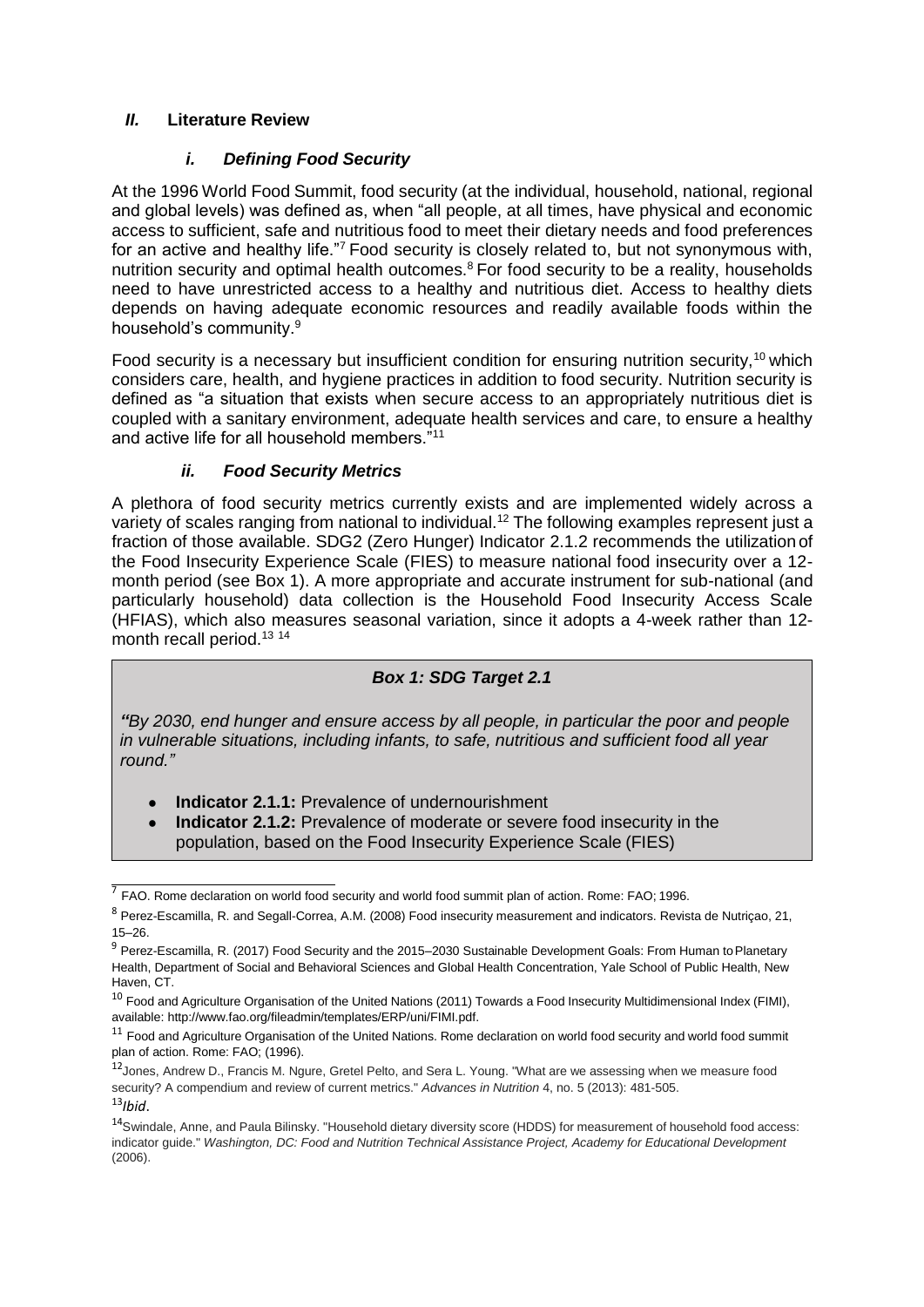## *II.* Literature Review

### *i. Defining Food Security*

At the 1996 World Food Summit, food security (at the individual, household, national, regional and global levels) was defined as, when "all people, at all times, have physical and economic access to sufficient, safe and nutritious food to meet their dietary needs and food preferences for an active and healthy life."[7] Food security is closely related to, but not synonymous with, nutrition security and optimal health outcomes.[8] For food security to be a reality, households need to have unrestricted access to a healthy and nutritious diet. Access to healthy diets depends on having adequate economic resources and readily available foods within the household's community.[9]

Food security is a necessary but insufficient condition for ensuring nutrition security,[10] which considers care, health, and hygiene practices in addition to food security. Nutrition security is defined as "a situation that exists when secure access to an appropriately nutritious diet is coupled with a sanitary environment, adequate health services and care, to ensure a healthy and active life for all household members."[11]

### *ii. Food Security Metrics*

A plethora of food security metrics currently exists and are implemented widely across a variety of scales ranging from national to individual.[12] The following examples represent just a fraction of those available. SDG2 (Zero Hunger) Indicator 2.1.2 recommends the utilization of the Food Insecurity Experience Scale (FIES) to measure national food insecurity over a 12-month period (see Box 1). A more appropriate and accurate instrument for sub-national (and particularly household) data collection is the Household Food Insecurity Access Scale (HFIAS), which also measures seasonal variation, since it adopts a 4-week rather than 12-month recall period.[13] [14]

> ***Box 1: SDG Target 2.1***
>
> ***"****By 2030, end hunger and ensure access by all people, in particular the poor and people in vulnerable situations, including infants, to safe, nutritious and sufficient food all year round."*
>
> - **Indicator 2.1.1:** Prevalence of undernourishment
> - **Indicator 2.1.2:** Prevalence of moderate or severe food insecurity in the population, based on the Food Insecurity Experience Scale (FIES)

---

[7] FAO. Rome declaration on world food security and world food summit plan of action. Rome: FAO; 1996.

[8] Perez-Escamilla, R. and Segall-Correa, A.M. (2008) Food insecurity measurement and indicators. Revista de Nutriçao, 21, 15–26.

[9] Perez-Escamilla, R. (2017) Food Security and the 2015–2030 Sustainable Development Goals: From Human to Planetary Health, Department of Social and Behavioral Sciences and Global Health Concentration, Yale School of Public Health, New Haven, CT.

[10] Food and Agriculture Organisation of the United Nations (2011) Towards a Food Insecurity Multidimensional Index (FIMI), available: http://www.fao.org/fileadmin/templates/ERP/uni/FIMI.pdf.

[11] Food and Agriculture Organisation of the United Nations. Rome declaration on world food security and world food summit plan of action. Rome: FAO; (1996).

[12] Jones, Andrew D., Francis M. Ngure, Gretel Pelto, and Sera L. Young. "What are we assessing when we measure food security? A compendium and review of current metrics." *Advances in Nutrition* 4, no. 5 (2013): 481-505.

[13] *Ibid*.

[14] Swindale, Anne, and Paula Bilinsky. "Household dietary diversity score (HDDS) for measurement of household food access: indicator guide." *Washington, DC: Food and Nutrition Technical Assistance Project, Academy for Educational Development* (2006).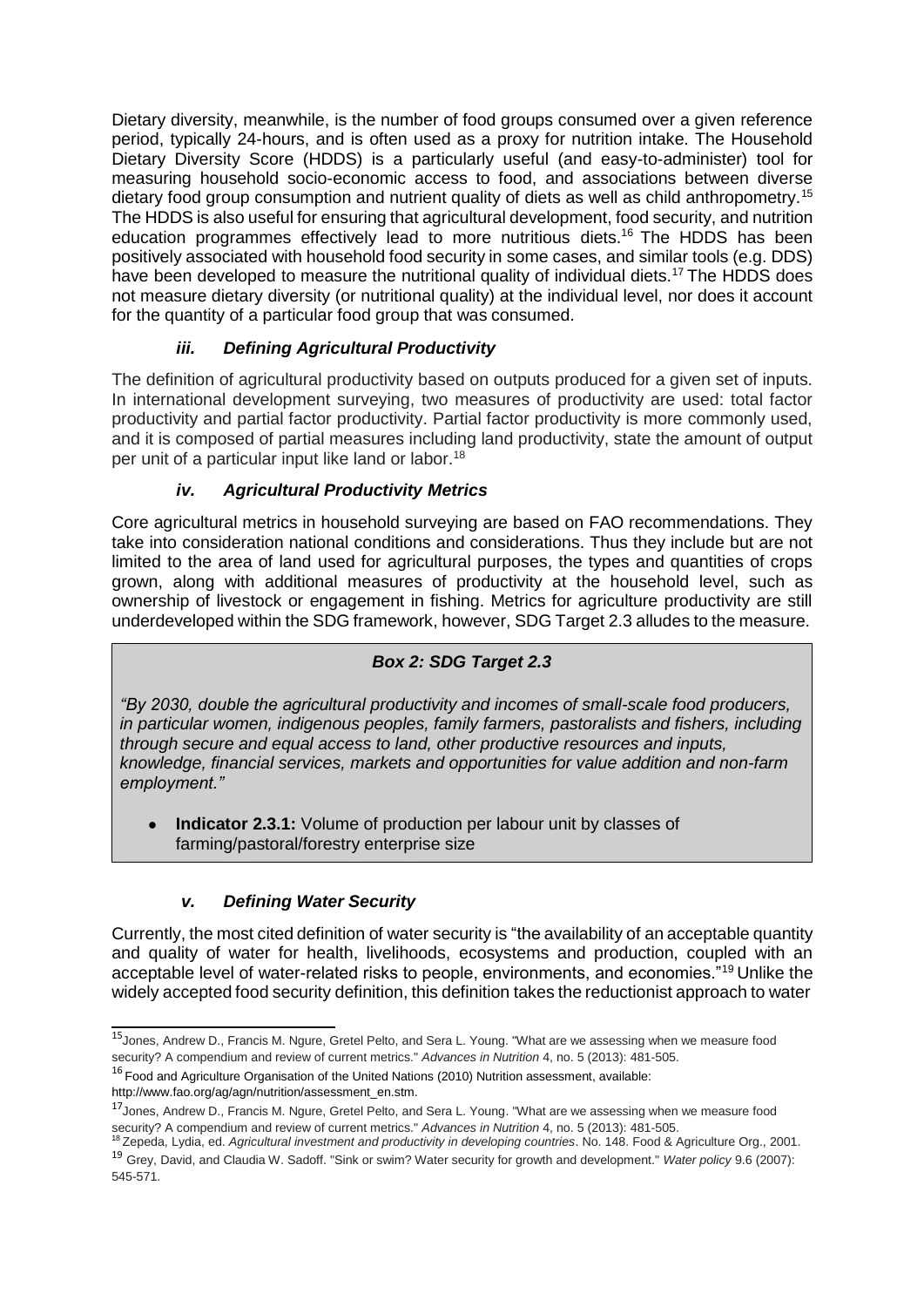Dietary diversity, meanwhile, is the number of food groups consumed over a given reference period, typically 24-hours, and is often used as a proxy for nutrition intake. The Household Dietary Diversity Score (HDDS) is a particularly useful (and easy-to-administer) tool for measuring household socio-economic access to food, and associations between diverse dietary food group consumption and nutrient quality of diets as well as child anthropometry.[15] The HDDS is also useful for ensuring that agricultural development, food security, and nutrition education programmes effectively lead to more nutritious diets.[16] The HDDS has been positively associated with household food security in some cases, and similar tools (e.g. DDS) have been developed to measure the nutritional quality of individual diets.[17] The HDDS does not measure dietary diversity (or nutritional quality) at the individual level, nor does it account for the quantity of a particular food group that was consumed.

### *iii. Defining Agricultural Productivity*

The definition of agricultural productivity based on outputs produced for a given set of inputs. In international development surveying, two measures of productivity are used: total factor productivity and partial factor productivity. Partial factor productivity is more commonly used, and it is composed of partial measures including land productivity, state the amount of output per unit of a particular input like land or labor.[18]

### *iv. Agricultural Productivity Metrics*

Core agricultural metrics in household surveying are based on FAO recommendations. They take into consideration national conditions and considerations. Thus they include but are not limited to the area of land used for agricultural purposes, the types and quantities of crops grown, along with additional measures of productivity at the household level, such as ownership of livestock or engagement in fishing. Metrics for agriculture productivity are still underdeveloped within the SDG framework, however, SDG Target 2.3 alludes to the measure.

> ***Box 2: SDG Target 2.3***
>
> *"By 2030, double the agricultural productivity and incomes of small-scale food producers, in particular women, indigenous peoples, family farmers, pastoralists and fishers, including through secure and equal access to land, other productive resources and inputs, knowledge, financial services, markets and opportunities for value addition and non-farm employment."*
>
> - **Indicator 2.3.1:** Volume of production per labour unit by classes of farming/pastoral/forestry enterprise size

### *v. Defining Water Security*

Currently, the most cited definition of water security is "the availability of an acceptable quantity and quality of water for health, livelihoods, ecosystems and production, coupled with an acceptable level of water-related risks to people, environments, and economies."[19] Unlike the widely accepted food security definition, this definition takes the reductionist approach to water

---

[15] Jones, Andrew D., Francis M. Ngure, Gretel Pelto, and Sera L. Young. "What are we assessing when we measure food security? A compendium and review of current metrics." *Advances in Nutrition* 4, no. 5 (2013): 481-505.

[16] Food and Agriculture Organisation of the United Nations (2010) Nutrition assessment, available: http://www.fao.org/ag/agn/nutrition/assessment_en.stm.

[17] Jones, Andrew D., Francis M. Ngure, Gretel Pelto, and Sera L. Young. "What are we assessing when we measure food security? A compendium and review of current metrics." *Advances in Nutrition* 4, no. 5 (2013): 481-505.

[18] Zepeda, Lydia, ed. *Agricultural investment and productivity in developing countries*. No. 148. Food & Agriculture Org., 2001.

[19] Grey, David, and Claudia W. Sadoff. "Sink or swim? Water security for growth and development." *Water policy* 9.6 (2007): 545-571.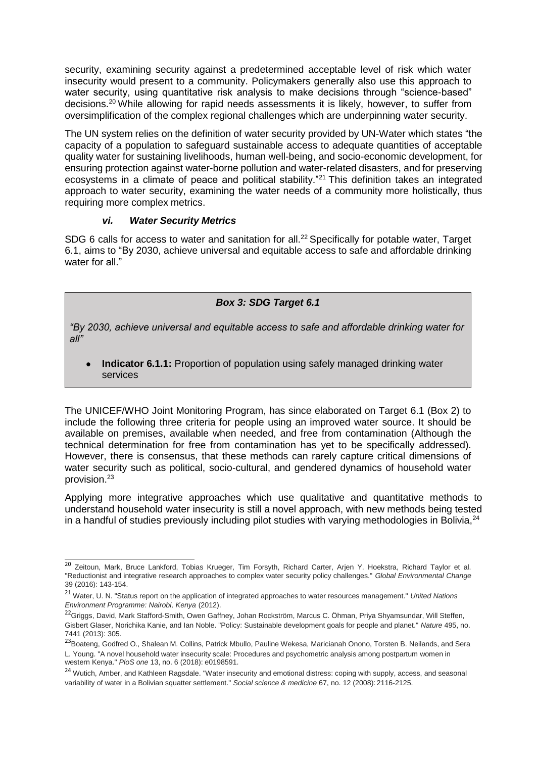security, examining security against a predetermined acceptable level of risk which water insecurity would present to a community. Policymakers generally also use this approach to water security, using quantitative risk analysis to make decisions through "science-based" decisions.[20] While allowing for rapid needs assessments it is likely, however, to suffer from oversimplification of the complex regional challenges which are underpinning water security.

The UN system relies on the definition of water security provided by UN-Water which states "the capacity of a population to safeguard sustainable access to adequate quantities of acceptable quality water for sustaining livelihoods, human well-being, and socio-economic development, for ensuring protection against water-borne pollution and water-related disasters, and for preserving ecosystems in a climate of peace and political stability."[21] This definition takes an integrated approach to water security, examining the water needs of a community more holistically, thus requiring more complex metrics.

#### *vi. Water Security Metrics*

SDG 6 calls for access to water and sanitation for all.[22] Specifically for potable water, Target 6.1, aims to "By 2030, achieve universal and equitable access to safe and affordable drinking water for all."

> ***Box 3: SDG Target 6.1***
>
> *"By 2030, achieve universal and equitable access to safe and affordable drinking water for all"*
>
> - **Indicator 6.1.1:** Proportion of population using safely managed drinking water services

The UNICEF/WHO Joint Monitoring Program, has since elaborated on Target 6.1 (Box 2) to include the following three criteria for people using an improved water source. It should be available on premises, available when needed, and free from contamination (Although the technical determination for free from contamination has yet to be specifically addressed). However, there is consensus, that these methods can rarely capture critical dimensions of water security such as political, socio-cultural, and gendered dynamics of household water provision.[23]

Applying more integrative approaches which use qualitative and quantitative methods to understand household water insecurity is still a novel approach, with new methods being tested in a handful of studies previously including pilot studies with varying methodologies in Bolivia,[24]

---

[20] Zeitoun, Mark, Bruce Lankford, Tobias Krueger, Tim Forsyth, Richard Carter, Arjen Y. Hoekstra, Richard Taylor et al. "Reductionist and integrative research approaches to complex water security policy challenges." *Global Environmental Change* 39 (2016): 143-154.

[21] Water, U. N. "Status report on the application of integrated approaches to water resources management." *United Nations Environment Programme: Nairobi, Kenya* (2012).

[22] Griggs, David, Mark Stafford-Smith, Owen Gaffney, Johan Rockström, Marcus C. Öhman, Priya Shyamsundar, Will Steffen, Gisbert Glaser, Norichika Kanie, and Ian Noble. "Policy: Sustainable development goals for people and planet." *Nature* 495, no. 7441 (2013): 305.

[23] Boateng, Godfred O., Shalean M. Collins, Patrick Mbullo, Pauline Wekesa, Maricianah Onono, Torsten B. Neilands, and Sera L. Young. "A novel household water insecurity scale: Procedures and psychometric analysis among postpartum women in western Kenya." *PloS one* 13, no. 6 (2018): e0198591.

[24] Wutich, Amber, and Kathleen Ragsdale. "Water insecurity and emotional distress: coping with supply, access, and seasonal variability of water in a Bolivian squatter settlement." *Social science & medicine* 67, no. 12 (2008): 2116-2125.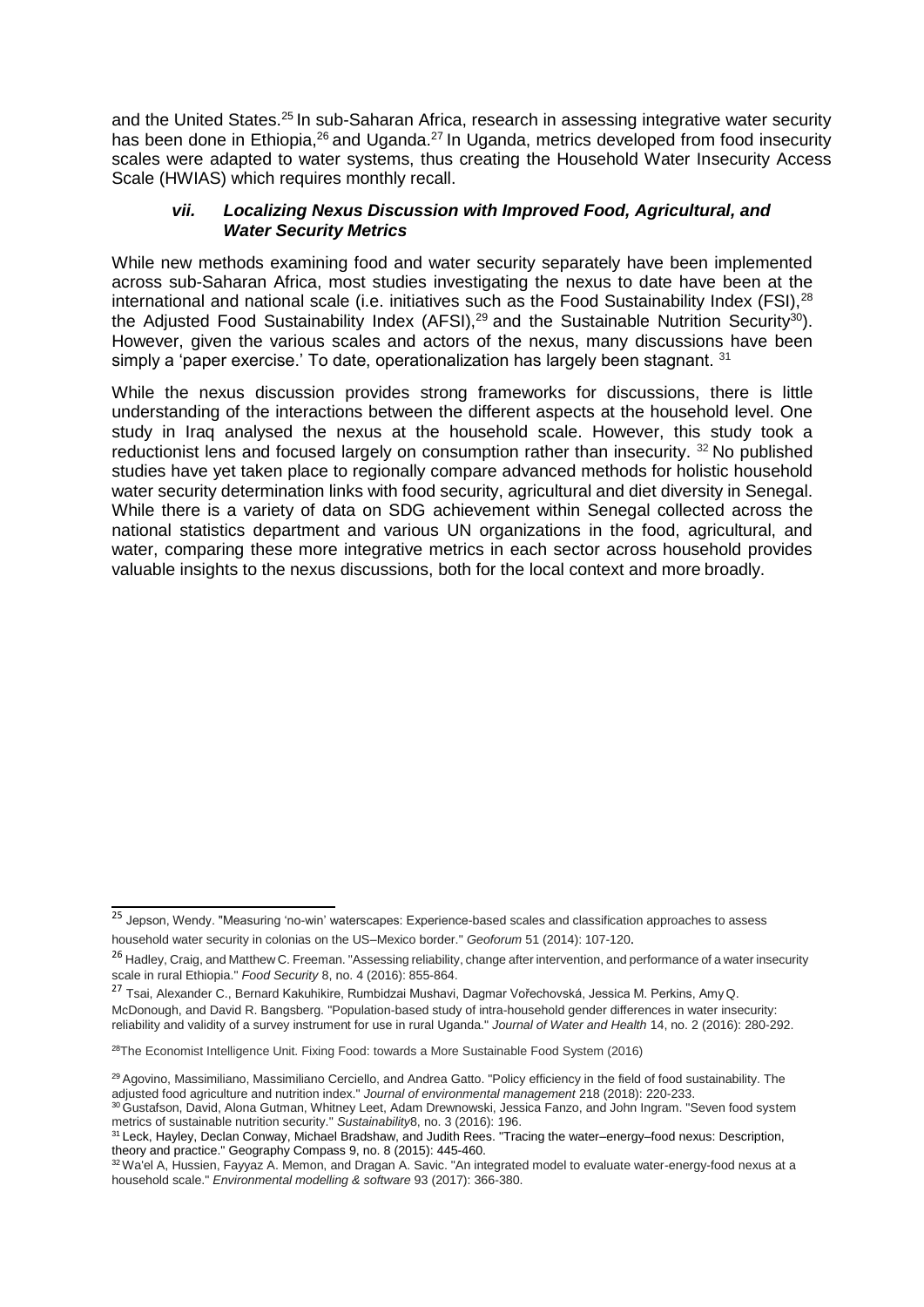and the United States.[25] In sub-Saharan Africa, research in assessing integrative water security has been done in Ethiopia,[26] and Uganda.[27] In Uganda, metrics developed from food insecurity scales were adapted to water systems, thus creating the Household Water Insecurity Access Scale (HWIAS) which requires monthly recall.

### *vii. Localizing Nexus Discussion with Improved Food, Agricultural, and Water Security Metrics*

While new methods examining food and water security separately have been implemented across sub-Saharan Africa, most studies investigating the nexus to date have been at the international and national scale (i.e. initiatives such as the Food Sustainability Index (FSI),[28] the Adjusted Food Sustainability Index (AFSI),[29] and the Sustainable Nutrition Security[30]). However, given the various scales and actors of the nexus, many discussions have been simply a 'paper exercise.' To date, operationalization has largely been stagnant. [31]

While the nexus discussion provides strong frameworks for discussions, there is little understanding of the interactions between the different aspects at the household level. One study in Iraq analysed the nexus at the household scale. However, this study took a reductionist lens and focused largely on consumption rather than insecurity. [32] No published studies have yet taken place to regionally compare advanced methods for holistic household water security determination links with food security, agricultural and diet diversity in Senegal. While there is a variety of data on SDG achievement within Senegal collected across the national statistics department and various UN organizations in the food, agricultural, and water, comparing these more integrative metrics in each sector across household provides valuable insights to the nexus discussions, both for the local context and more broadly.

---

[25] Jepson, Wendy. "Measuring 'no-win' waterscapes: Experience-based scales and classification approaches to assess household water security in colonias on the US–Mexico border." *Geoforum* 51 (2014): 107-120.

[26] Hadley, Craig, and Matthew C. Freeman. "Assessing reliability, change after intervention, and performance of a water insecurity scale in rural Ethiopia." *Food Security* 8, no. 4 (2016): 855-864.

[27] Tsai, Alexander C., Bernard Kakuhikire, Rumbidzai Mushavi, Dagmar Vořechovská, Jessica M. Perkins, Amy Q. McDonough, and David R. Bangsberg. "Population-based study of intra-household gender differences in water insecurity: reliability and validity of a survey instrument for use in rural Uganda." *Journal of Water and Health* 14, no. 2 (2016): 280-292.

[28] The Economist Intelligence Unit. Fixing Food: towards a More Sustainable Food System (2016)

[29] Agovino, Massimiliano, Massimiliano Cerciello, and Andrea Gatto. "Policy efficiency in the field of food sustainability. The adjusted food agriculture and nutrition index." *Journal of environmental management* 218 (2018): 220-233.

[30] Gustafson, David, Alona Gutman, Whitney Leet, Adam Drewnowski, Jessica Fanzo, and John Ingram. "Seven food system metrics of sustainable nutrition security." *Sustainability*8, no. 3 (2016): 196.

[31] Leck, Hayley, Declan Conway, Michael Bradshaw, and Judith Rees. "Tracing the water–energy–food nexus: Description, theory and practice." Geography Compass 9, no. 8 (2015): 445-460.

[32] Wa'el A, Hussien, Fayyaz A. Memon, and Dragan A. Savic. "An integrated model to evaluate water-energy-food nexus at a household scale." *Environmental modelling & software* 93 (2017): 366-380.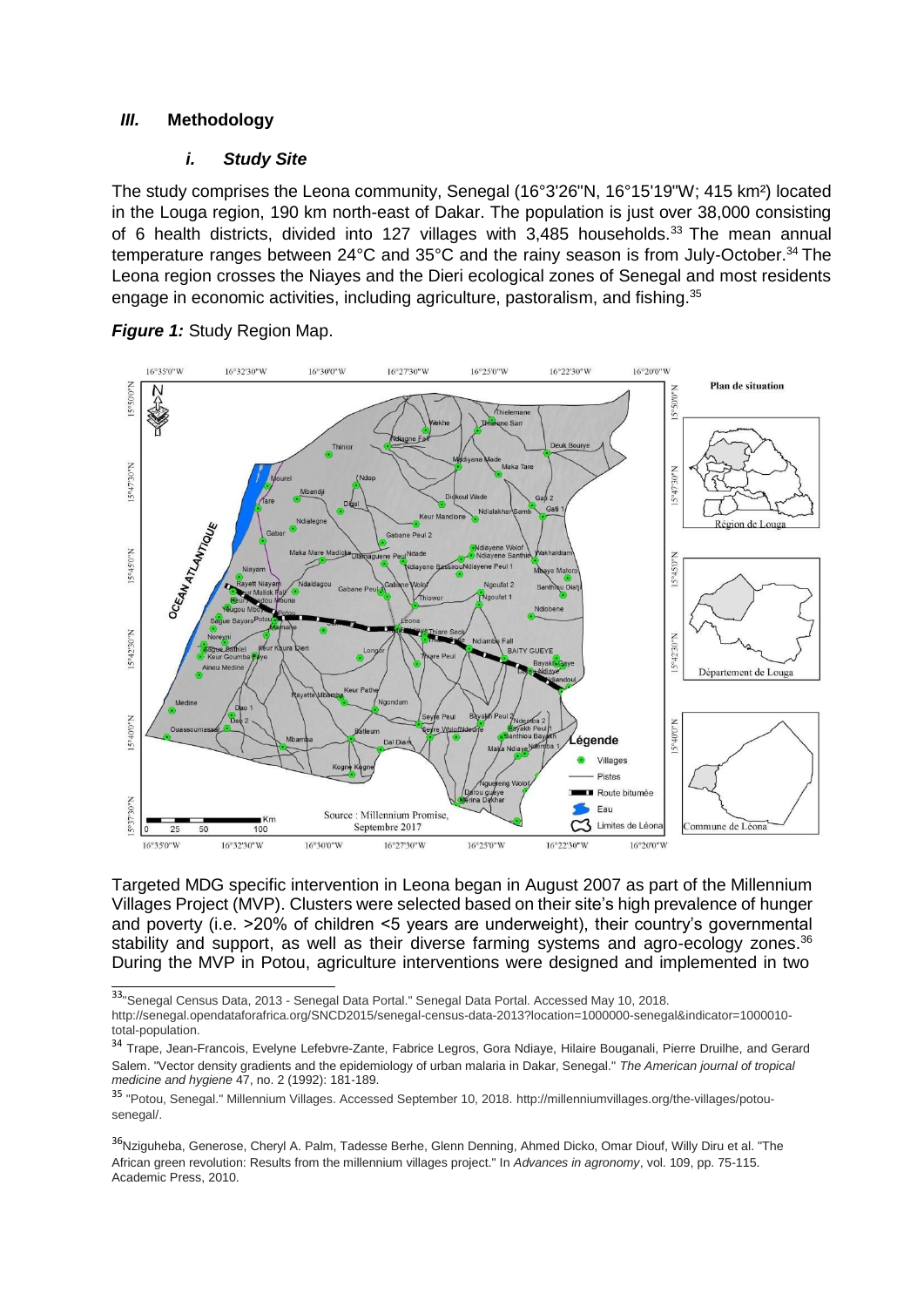### *III.* **Methodology**

#### *i. Study Site*

The study comprises the Leona community, Senegal (16°3'26"N, 16°15'19"W; 415 km²) located in the Louga region, 190 km north-east of Dakar. The population is just over 38,000 consisting of 6 health districts, divided into 127 villages with 3,485 households.[33] The mean annual temperature ranges between 24°C and 35°C and the rainy season is from July-October.[34] The Leona region crosses the Niayes and the Dieri ecological zones of Senegal and most residents engage in economic activities, including agriculture, pastoralism, and fishing.[35]

***Figure 1:*** Study Region Map.

Targeted MDG specific intervention in Leona began in August 2007 as part of the Millennium Villages Project (MVP). Clusters were selected based on their site's high prevalence of hunger and poverty (i.e. >20% of children <5 years are underweight), their country's governmental stability and support, as well as their diverse farming systems and agro-ecology zones.[36] During the MVP in Potou, agriculture interventions were designed and implemented in two

---

[33] "Senegal Census Data, 2013 - Senegal Data Portal." Senegal Data Portal. Accessed May 10, 2018. http://senegal.opendataforafrica.org/SNCD2015/senegal-census-data-2013?location=1000000-senegal&indicator=1000010-total-population.

[34] Trape, Jean-Francois, Evelyne Lefebvre-Zante, Fabrice Legros, Gora Ndiaye, Hilaire Bouganali, Pierre Druilhe, and Gerard Salem. "Vector density gradients and the epidemiology of urban malaria in Dakar, Senegal." *The American journal of tropical medicine and hygiene* 47, no. 2 (1992): 181-189.

[35] "Potou, Senegal." Millennium Villages. Accessed September 10, 2018. http://millenniumvillages.org/the-villages/potou-senegal/.

[36] Nziguheba, Generose, Cheryl A. Palm, Tadesse Berhe, Glenn Denning, Ahmed Dicko, Omar Diouf, Willy Diru et al. "The African green revolution: Results from the millennium villages project." In *Advances in agronomy*, vol. 109, pp. 75-115. Academic Press, 2010.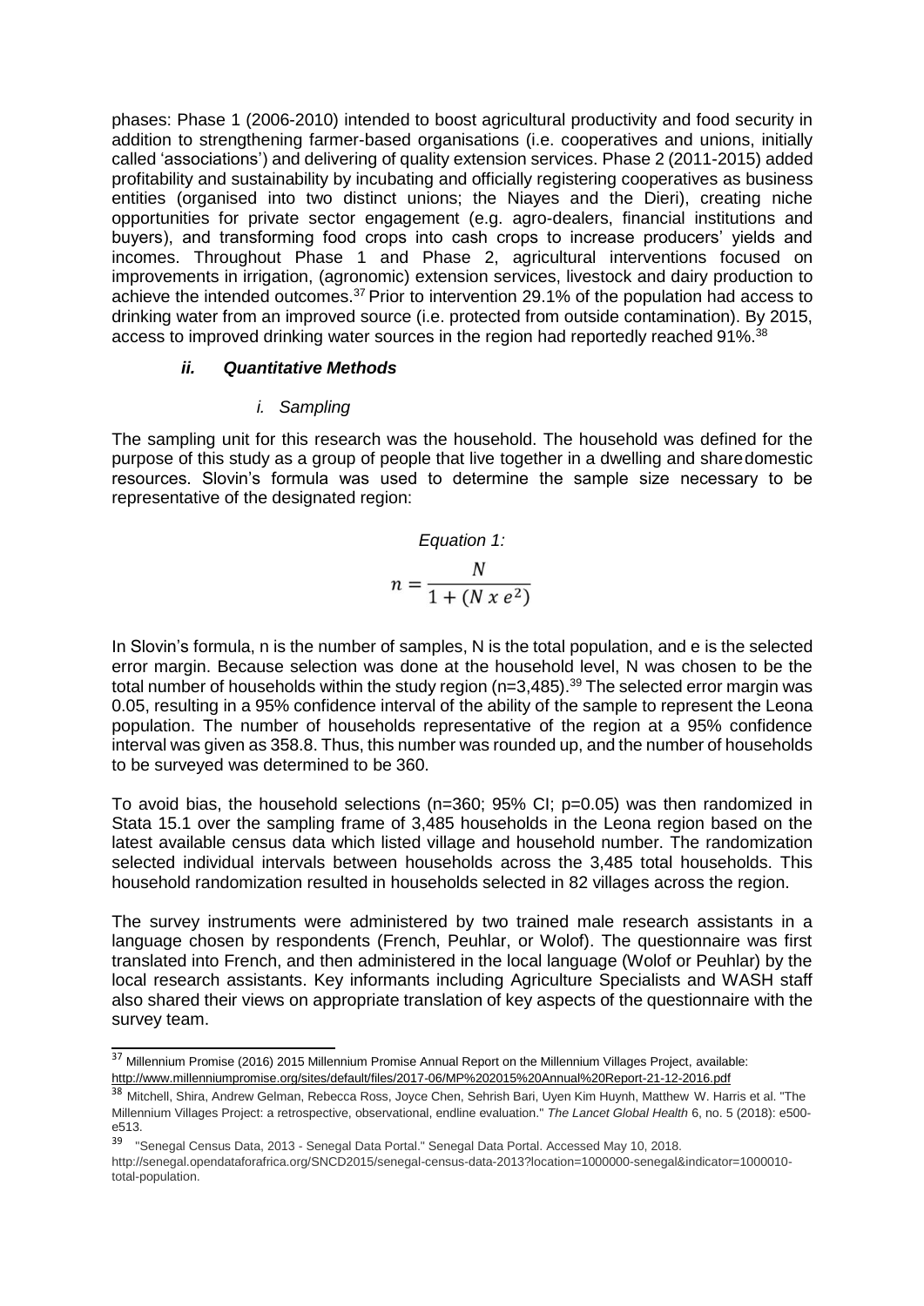phases: Phase 1 (2006-2010) intended to boost agricultural productivity and food security in addition to strengthening farmer-based organisations (i.e. cooperatives and unions, initially called 'associations') and delivering of quality extension services. Phase 2 (2011-2015) added profitability and sustainability by incubating and officially registering cooperatives as business entities (organised into two distinct unions; the Niayes and the Dieri), creating niche opportunities for private sector engagement (e.g. agro-dealers, financial institutions and buyers), and transforming food crops into cash crops to increase producers' yields and incomes. Throughout Phase 1 and Phase 2, agricultural interventions focused on improvements in irrigation, (agronomic) extension services, livestock and dairy production to achieve the intended outcomes.[37] Prior to intervention 29.1% of the population had access to drinking water from an improved source (i.e. protected from outside contamination). By 2015, access to improved drinking water sources in the region had reportedly reached 91%.[38]

### *ii. Quantitative Methods*

#### *i. Sampling*

The sampling unit for this research was the household. The household was defined for the purpose of this study as a group of people that live together in a dwelling and sharedomestic resources. Slovin's formula was used to determine the sample size necessary to be representative of the designated region:

*Equation 1:*

$$n = \frac{N}{1 + (N\ x\ e^2)}$$

In Slovin's formula, n is the number of samples, N is the total population, and e is the selected error margin. Because selection was done at the household level, N was chosen to be the total number of households within the study region (n=3,485).[39] The selected error margin was 0.05, resulting in a 95% confidence interval of the ability of the sample to represent the Leona population. The number of households representative of the region at a 95% confidence interval was given as 358.8. Thus, this number was rounded up, and the number of households to be surveyed was determined to be 360.

To avoid bias, the household selections (n=360; 95% CI; p=0.05) was then randomized in Stata 15.1 over the sampling frame of 3,485 households in the Leona region based on the latest available census data which listed village and household number. The randomization selected individual intervals between households across the 3,485 total households. This household randomization resulted in households selected in 82 villages across the region.

The survey instruments were administered by two trained male research assistants in a language chosen by respondents (French, Peuhlar, or Wolof). The questionnaire was first translated into French, and then administered in the local language (Wolof or Peuhlar) by the local research assistants. Key informants including Agriculture Specialists and WASH staff also shared their views on appropriate translation of key aspects of the questionnaire with the survey team.

---

[37] Millennium Promise (2016) 2015 Millennium Promise Annual Report on the Millennium Villages Project, available: http://www.millenniumpromise.org/sites/default/files/2017-06/MP%202015%20Annual%20Report-21-12-2016.pdf

[38] Mitchell, Shira, Andrew Gelman, Rebecca Ross, Joyce Chen, Sehrish Bari, Uyen Kim Huynh, Matthew W. Harris et al. "The Millennium Villages Project: a retrospective, observational, endline evaluation." *The Lancet Global Health* 6, no. 5 (2018): e500-e513.

[39] "Senegal Census Data, 2013 - Senegal Data Portal." Senegal Data Portal. Accessed May 10, 2018. http://senegal.opendataforafrica.org/SNCD2015/senegal-census-data-2013?location=1000000-senegal&indicator=1000010-total-population.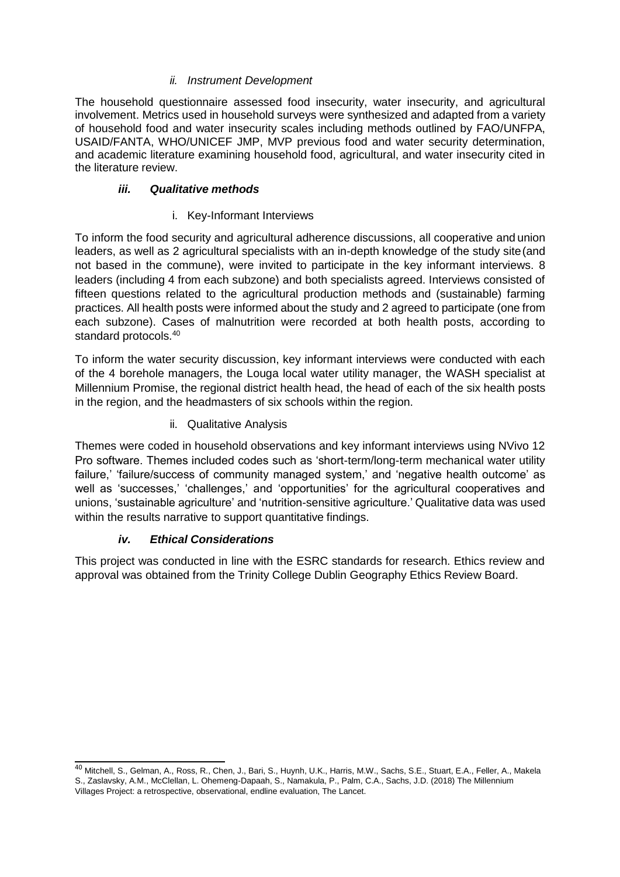#### *ii. Instrument Development*

The household questionnaire assessed food insecurity, water insecurity, and agricultural involvement. Metrics used in household surveys were synthesized and adapted from a variety of household food and water insecurity scales including methods outlined by FAO/UNFPA, USAID/FANTA, WHO/UNICEF JMP, MVP previous food and water security determination, and academic literature examining household food, agricultural, and water insecurity cited in the literature review.

### ***iii. Qualitative methods***

#### i. Key-Informant Interviews

To inform the food security and agricultural adherence discussions, all cooperative and union leaders, as well as 2 agricultural specialists with an in-depth knowledge of the study site (and not based in the commune), were invited to participate in the key informant interviews. 8 leaders (including 4 from each subzone) and both specialists agreed. Interviews consisted of fifteen questions related to the agricultural production methods and (sustainable) farming practices. All health posts were informed about the study and 2 agreed to participate (one from each subzone). Cases of malnutrition were recorded at both health posts, according to standard protocols.[40]

To inform the water security discussion, key informant interviews were conducted with each of the 4 borehole managers, the Louga local water utility manager, the WASH specialist at Millennium Promise, the regional district health head, the head of each of the six health posts in the region, and the headmasters of six schools within the region.

#### ii. Qualitative Analysis

Themes were coded in household observations and key informant interviews using NVivo 12 Pro software. Themes included codes such as 'short-term/long-term mechanical water utility failure,' 'failure/success of community managed system,' and 'negative health outcome' as well as 'successes,' 'challenges,' and 'opportunities' for the agricultural cooperatives and unions, 'sustainable agriculture' and 'nutrition-sensitive agriculture.' Qualitative data was used within the results narrative to support quantitative findings.

### ***iv. Ethical Considerations***

This project was conducted in line with the ESRC standards for research. Ethics review and approval was obtained from the Trinity College Dublin Geography Ethics Review Board.

---

[40] Mitchell, S., Gelman, A., Ross, R., Chen, J., Bari, S., Huynh, U.K., Harris, M.W., Sachs, S.E., Stuart, E.A., Feller, A., Makela S., Zaslavsky, A.M., McClellan, L. Ohemeng-Dapaah, S., Namakula, P., Palm, C.A., Sachs, J.D. (2018) The Millennium Villages Project: a retrospective, observational, endline evaluation, The Lancet.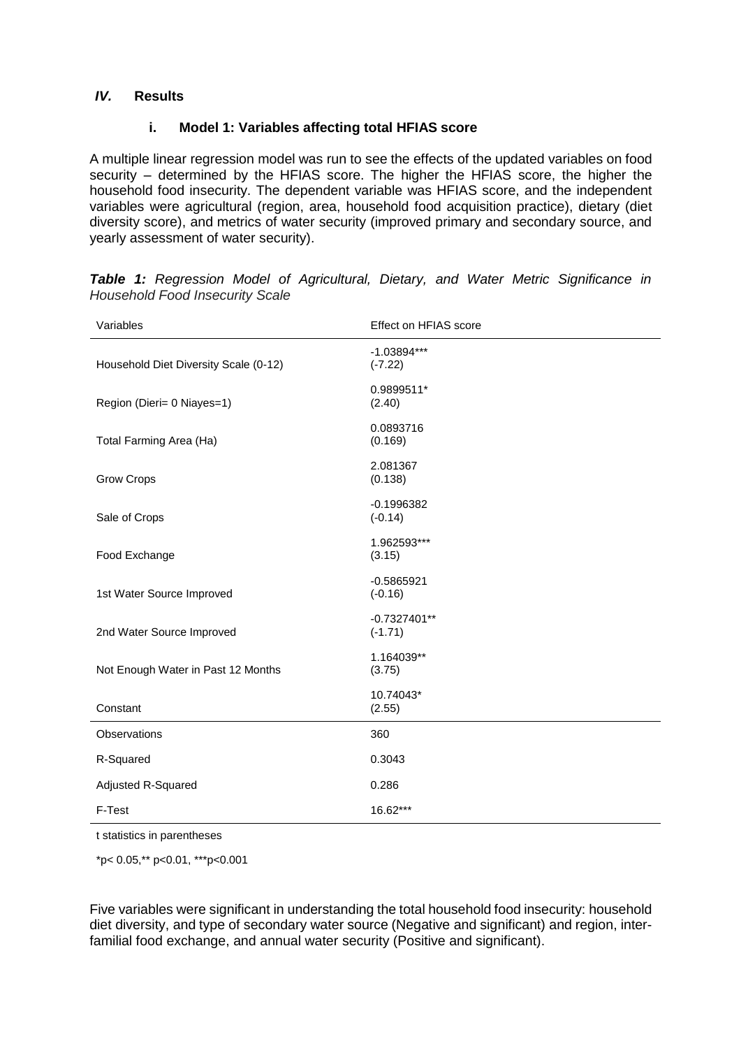## *IV.* Results

### i. Model 1: Variables affecting total HFIAS score

A multiple linear regression model was run to see the effects of the updated variables on food security – determined by the HFIAS score. The higher the HFIAS score, the higher the household food insecurity. The dependent variable was HFIAS score, and the independent variables were agricultural (region, area, household food acquisition practice), dietary (diet diversity score), and metrics of water security (improved primary and secondary source, and yearly assessment of water security).

***Table 1:*** *Regression Model of Agricultural, Dietary, and Water Metric Significance in Household Food Insecurity Scale*

| Variables | Effect on HFIAS score |
|---|---|
| Household Diet Diversity Scale (0-12) | -1.03894*** (-7.22) |
| Region (Dieri= 0 Niayes=1) | 0.9899511* (2.40) |
| Total Farming Area (Ha) | 0.0893716 (0.169) |
| Grow Crops | 2.081367 (0.138) |
| Sale of Crops | -0.1996382 (-0.14) |
| Food Exchange | 1.962593*** (3.15) |
| 1st Water Source Improved | -0.5865921 (-0.16) |
| 2nd Water Source Improved | -0.7327401** (-1.71) |
| Not Enough Water in Past 12 Months | 1.164039** (3.75) |
| Constant | 10.74043* (2.55) |
| Observations | 360 |
| R-Squared | 0.3043 |
| Adjusted R-Squared | 0.286 |
| F-Test | 16.62*** |

t statistics in parentheses

*p< 0.05,** p<0.01, ***p<0.001

Five variables were significant in understanding the total household food insecurity: household diet diversity, and type of secondary water source (Negative and significant) and region, inter-familial food exchange, and annual water security (Positive and significant).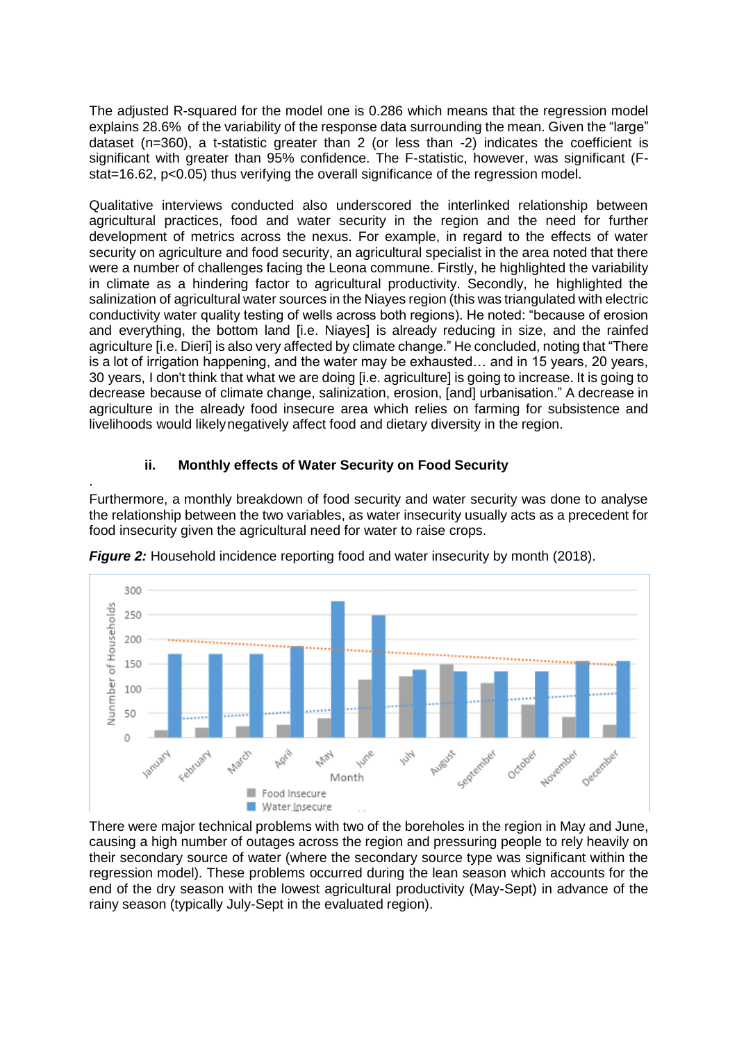The adjusted R-squared for the model one is 0.286 which means that the regression model explains 28.6% of the variability of the response data surrounding the mean. Given the "large" dataset (n=360), a t-statistic greater than 2 (or less than -2) indicates the coefficient is significant with greater than 95% confidence. The F-statistic, however, was significant (F-stat=16.62, $p<0.05$) thus verifying the overall significance of the regression model.

Qualitative interviews conducted also underscored the interlinked relationship between agricultural practices, food and water security in the region and the need for further development of metrics across the nexus. For example, in regard to the effects of water security on agriculture and food security, an agricultural specialist in the area noted that there were a number of challenges facing the Leona commune. Firstly, he highlighted the variability in climate as a hindering factor to agricultural productivity. Secondly, he highlighted the salinization of agricultural water sources in the Niayes region (this was triangulated with electric conductivity water quality testing of wells across both regions). He noted: "because of erosion and everything, the bottom land [i.e. Niayes] is already reducing in size, and the rainfed agriculture [i.e. Dieri] is also very affected by climate change." He concluded, noting that "There is a lot of irrigation happening, and the water may be exhausted… and in 15 years, 20 years, 30 years, I don't think that what we are doing [i.e. agriculture] is going to increase. It is going to decrease because of climate change, salinization, erosion, [and] urbanisation." A decrease in agriculture in the already food insecure area which relies on farming for subsistence and livelihoods would likely negatively affect food and dietary diversity in the region.

### ii. Monthly effects of Water Security on Food Security

Furthermore, a monthly breakdown of food security and water security was done to analyse the relationship between the two variables, as water insecurity usually acts as a precedent for food insecurity given the agricultural need for water to raise crops.

***Figure 2:*** Household incidence reporting food and water insecurity by month (2018).

There were major technical problems with two of the boreholes in the region in May and June, causing a high number of outages across the region and pressuring people to rely heavily on their secondary source of water (where the secondary source type was significant within the regression model). These problems occurred during the lean season which accounts for the end of the dry season with the lowest agricultural productivity (May-Sept) in advance of the rainy season (typically July-Sept in the evaluated region).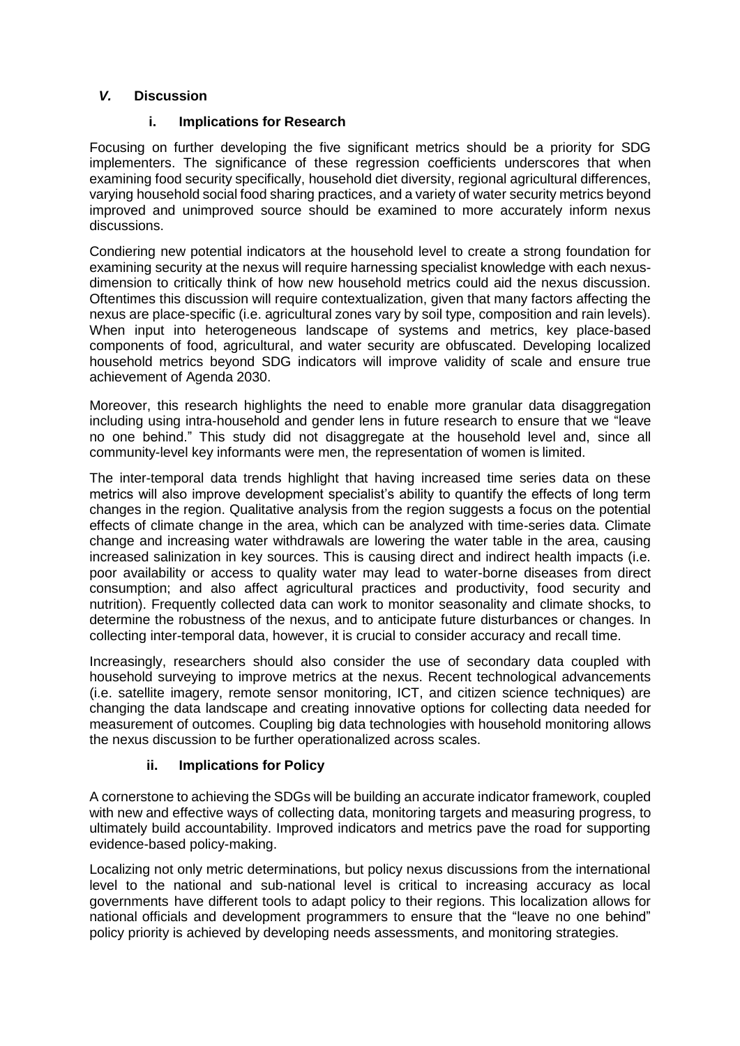## *V.* Discussion

### i. Implications for Research

Focusing on further developing the five significant metrics should be a priority for SDG implementers. The significance of these regression coefficients underscores that when examining food security specifically, household diet diversity, regional agricultural differences, varying household social food sharing practices, and a variety of water security metrics beyond improved and unimproved source should be examined to more accurately inform nexus discussions.

Condiering new potential indicators at the household level to create a strong foundation for examining security at the nexus will require harnessing specialist knowledge with each nexus-dimension to critically think of how new household metrics could aid the nexus discussion. Oftentimes this discussion will require contextualization, given that many factors affecting the nexus are place-specific (i.e. agricultural zones vary by soil type, composition and rain levels). When input into heterogeneous landscape of systems and metrics, key place-based components of food, agricultural, and water security are obfuscated. Developing localized household metrics beyond SDG indicators will improve validity of scale and ensure true achievement of Agenda 2030.

Moreover, this research highlights the need to enable more granular data disaggregation including using intra-household and gender lens in future research to ensure that we "leave no one behind." This study did not disaggregate at the household level and, since all community-level key informants were men, the representation of women is limited.

The inter-temporal data trends highlight that having increased time series data on these metrics will also improve development specialist's ability to quantify the effects of long term changes in the region. Qualitative analysis from the region suggests a focus on the potential effects of climate change in the area, which can be analyzed with time-series data. Climate change and increasing water withdrawals are lowering the water table in the area, causing increased salinization in key sources. This is causing direct and indirect health impacts (i.e. poor availability or access to quality water may lead to water-borne diseases from direct consumption; and also affect agricultural practices and productivity, food security and nutrition). Frequently collected data can work to monitor seasonality and climate shocks, to determine the robustness of the nexus, and to anticipate future disturbances or changes. In collecting inter-temporal data, however, it is crucial to consider accuracy and recall time.

Increasingly, researchers should also consider the use of secondary data coupled with household surveying to improve metrics at the nexus. Recent technological advancements (i.e. satellite imagery, remote sensor monitoring, ICT, and citizen science techniques) are changing the data landscape and creating innovative options for collecting data needed for measurement of outcomes. Coupling big data technologies with household monitoring allows the nexus discussion to be further operationalized across scales.

### ii. Implications for Policy

A cornerstone to achieving the SDGs will be building an accurate indicator framework, coupled with new and effective ways of collecting data, monitoring targets and measuring progress, to ultimately build accountability. Improved indicators and metrics pave the road for supporting evidence-based policy-making.

Localizing not only metric determinations, but policy nexus discussions from the international level to the national and sub-national level is critical to increasing accuracy as local governments have different tools to adapt policy to their regions. This localization allows for national officials and development programmers to ensure that the "leave no one behind" policy priority is achieved by developing needs assessments, and monitoring strategies.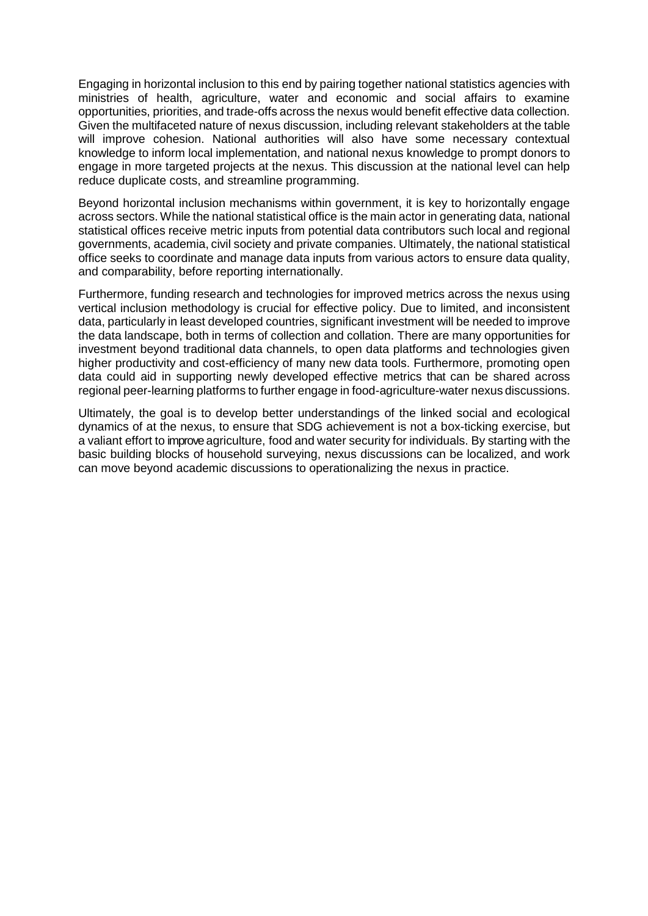Engaging in horizontal inclusion to this end by pairing together national statistics agencies with ministries of health, agriculture, water and economic and social affairs to examine opportunities, priorities, and trade-offs across the nexus would benefit effective data collection. Given the multifaceted nature of nexus discussion, including relevant stakeholders at the table will improve cohesion. National authorities will also have some necessary contextual knowledge to inform local implementation, and national nexus knowledge to prompt donors to engage in more targeted projects at the nexus. This discussion at the national level can help reduce duplicate costs, and streamline programming.

Beyond horizontal inclusion mechanisms within government, it is key to horizontally engage across sectors. While the national statistical office is the main actor in generating data, national statistical offices receive metric inputs from potential data contributors such local and regional governments, academia, civil society and private companies. Ultimately, the national statistical office seeks to coordinate and manage data inputs from various actors to ensure data quality, and comparability, before reporting internationally.

Furthermore, funding research and technologies for improved metrics across the nexus using vertical inclusion methodology is crucial for effective policy. Due to limited, and inconsistent data, particularly in least developed countries, significant investment will be needed to improve the data landscape, both in terms of collection and collation. There are many opportunities for investment beyond traditional data channels, to open data platforms and technologies given higher productivity and cost-efficiency of many new data tools. Furthermore, promoting open data could aid in supporting newly developed effective metrics that can be shared across regional peer-learning platforms to further engage in food-agriculture-water nexus discussions.

Ultimately, the goal is to develop better understandings of the linked social and ecological dynamics of at the nexus, to ensure that SDG achievement is not a box-ticking exercise, but a valiant effort to improve agriculture, food and water security for individuals. By starting with the basic building blocks of household surveying, nexus discussions can be localized, and work can move beyond academic discussions to operationalizing the nexus in practice.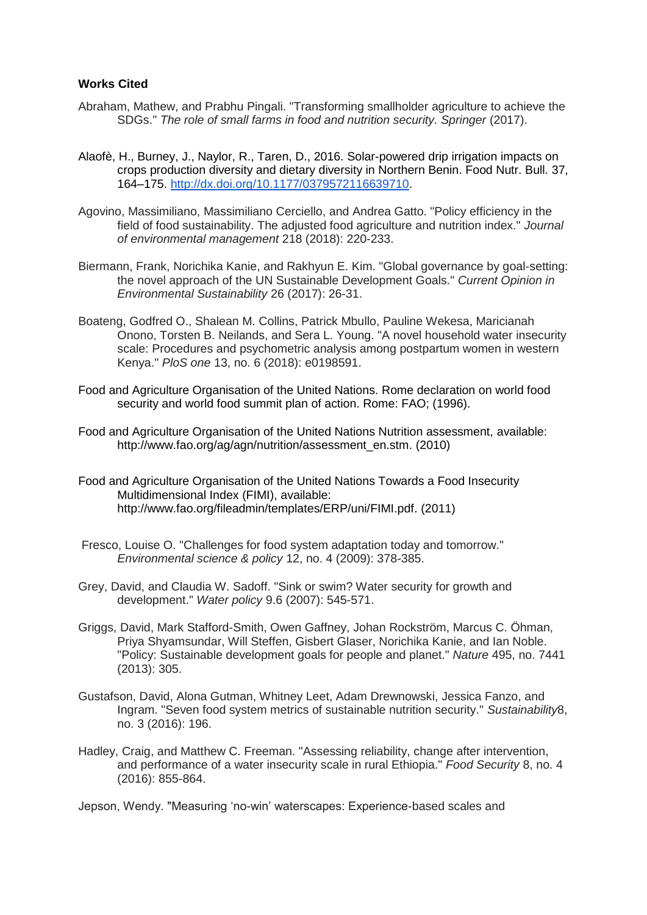**Works Cited**

Abraham, Mathew, and Prabhu Pingali. "Transforming smallholder agriculture to achieve the SDGs." *The role of small farms in food and nutrition security. Springer* (2017).

Alaofè, H., Burney, J., Naylor, R., Taren, D., 2016. Solar-powered drip irrigation impacts on crops production diversity and dietary diversity in Northern Benin. Food Nutr. Bull. 37, 164–175. http://dx.doi.org/10.1177/0379572116639710.

Agovino, Massimiliano, Massimiliano Cerciello, and Andrea Gatto. "Policy efficiency in the field of food sustainability. The adjusted food agriculture and nutrition index." *Journal of environmental management* 218 (2018): 220-233.

Biermann, Frank, Norichika Kanie, and Rakhyun E. Kim. "Global governance by goal-setting: the novel approach of the UN Sustainable Development Goals." *Current Opinion in Environmental Sustainability* 26 (2017): 26-31.

Boateng, Godfred O., Shalean M. Collins, Patrick Mbullo, Pauline Wekesa, Maricianah Onono, Torsten B. Neilands, and Sera L. Young. "A novel household water insecurity scale: Procedures and psychometric analysis among postpartum women in western Kenya." *PloS one* 13, no. 6 (2018): e0198591.

Food and Agriculture Organisation of the United Nations. Rome declaration on world food security and world food summit plan of action. Rome: FAO; (1996).

Food and Agriculture Organisation of the United Nations Nutrition assessment, available: http://www.fao.org/ag/agn/nutrition/assessment_en.stm. (2010)

Food and Agriculture Organisation of the United Nations Towards a Food Insecurity Multidimensional Index (FIMI), available: http://www.fao.org/fileadmin/templates/ERP/uni/FIMI.pdf. (2011)

Fresco, Louise O. "Challenges for food system adaptation today and tomorrow." *Environmental science & policy* 12, no. 4 (2009): 378-385.

Grey, David, and Claudia W. Sadoff. "Sink or swim? Water security for growth and development." *Water policy* 9.6 (2007): 545-571.

Griggs, David, Mark Stafford-Smith, Owen Gaffney, Johan Rockström, Marcus C. Öhman, Priya Shyamsundar, Will Steffen, Gisbert Glaser, Norichika Kanie, and Ian Noble. "Policy: Sustainable development goals for people and planet." *Nature* 495, no. 7441 (2013): 305.

Gustafson, David, Alona Gutman, Whitney Leet, Adam Drewnowski, Jessica Fanzo, and Ingram. "Seven food system metrics of sustainable nutrition security." *Sustainability*8, no. 3 (2016): 196.

Hadley, Craig, and Matthew C. Freeman. "Assessing reliability, change after intervention, and performance of a water insecurity scale in rural Ethiopia." *Food Security* 8, no. 4 (2016): 855-864.

Jepson, Wendy. "Measuring 'no-win' waterscapes: Experience-based scales and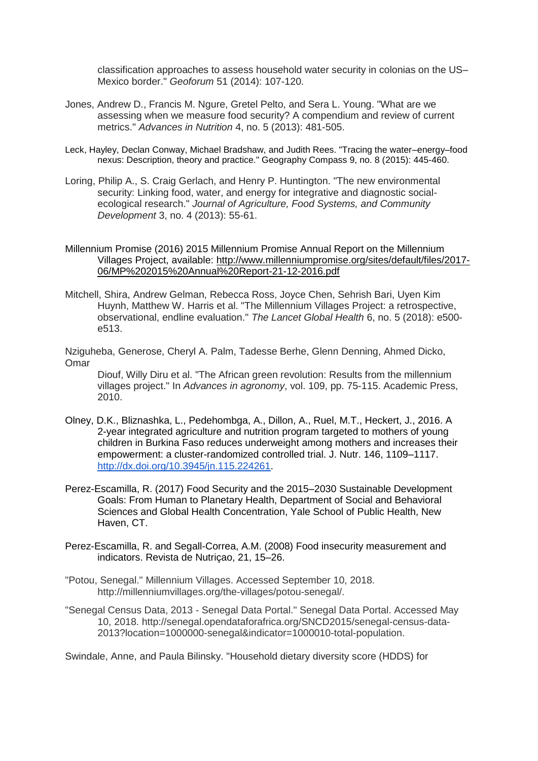classification approaches to assess household water security in colonias on the US–Mexico border." *Geoforum* 51 (2014): 107-120.

Jones, Andrew D., Francis M. Ngure, Gretel Pelto, and Sera L. Young. "What are we assessing when we measure food security? A compendium and review of current metrics." *Advances in Nutrition* 4, no. 5 (2013): 481-505.

Leck, Hayley, Declan Conway, Michael Bradshaw, and Judith Rees. "Tracing the water–energy–food nexus: Description, theory and practice." Geography Compass 9, no. 8 (2015): 445-460.

Loring, Philip A., S. Craig Gerlach, and Henry P. Huntington. "The new environmental security: Linking food, water, and energy for integrative and diagnostic social-ecological research." *Journal of Agriculture, Food Systems, and Community Development* 3, no. 4 (2013): 55-61.

Millennium Promise (2016) 2015 Millennium Promise Annual Report on the Millennium Villages Project, available: http://www.millenniumpromise.org/sites/default/files/2017-06/MP%202015%20Annual%20Report-21-12-2016.pdf

Mitchell, Shira, Andrew Gelman, Rebecca Ross, Joyce Chen, Sehrish Bari, Uyen Kim Huynh, Matthew W. Harris et al. "The Millennium Villages Project: a retrospective, observational, endline evaluation." *The Lancet Global Health* 6, no. 5 (2018): e500-e513.

Nziguheba, Generose, Cheryl A. Palm, Tadesse Berhe, Glenn Denning, Ahmed Dicko, Omar
Diouf, Willy Diru et al. "The African green revolution: Results from the millennium villages project." In *Advances in agronomy*, vol. 109, pp. 75-115. Academic Press, 2010.

Olney, D.K., Bliznashka, L., Pedehombga, A., Dillon, A., Ruel, M.T., Heckert, J., 2016. A 2-year integrated agriculture and nutrition program targeted to mothers of young children in Burkina Faso reduces underweight among mothers and increases their empowerment: a cluster-randomized controlled trial. J. Nutr. 146, 1109–1117. http://dx.doi.org/10.3945/jn.115.224261.

Perez-Escamilla, R. (2017) Food Security and the 2015–2030 Sustainable Development Goals: From Human to Planetary Health, Department of Social and Behavioral Sciences and Global Health Concentration, Yale School of Public Health, New Haven, CT.

Perez-Escamilla, R. and Segall-Correa, A.M. (2008) Food insecurity measurement and indicators. Revista de Nutriçao, 21, 15–26.

"Potou, Senegal." Millennium Villages. Accessed September 10, 2018. http://millenniumvillages.org/the-villages/potou-senegal/.

"Senegal Census Data, 2013 - Senegal Data Portal." Senegal Data Portal. Accessed May 10, 2018. http://senegal.opendataforafrica.org/SNCD2015/senegal-census-data-2013?location=1000000-senegal&indicator=1000010-total-population.

Swindale, Anne, and Paula Bilinsky. "Household dietary diversity score (HDDS) for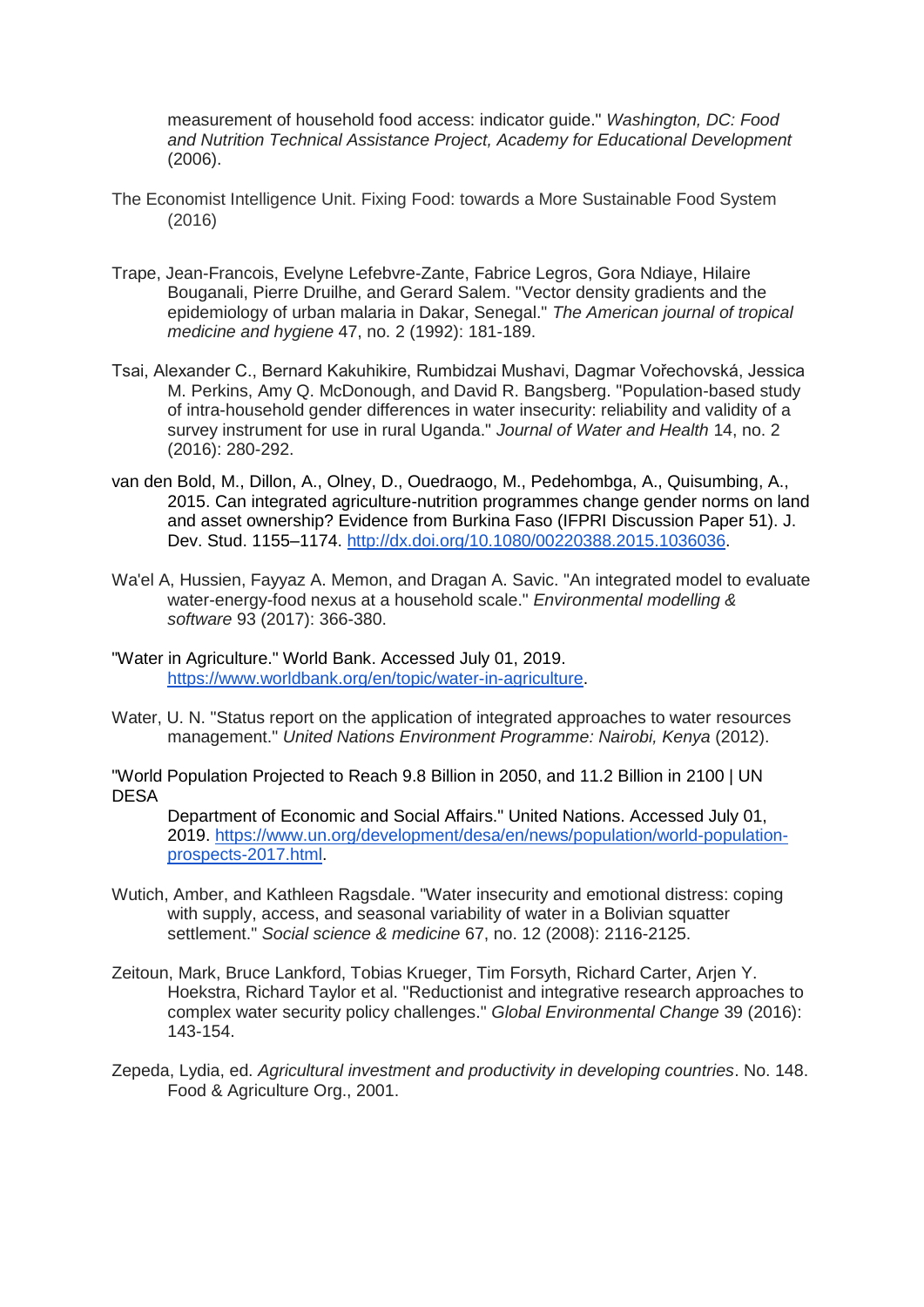measurement of household food access: indicator guide." *Washington, DC: Food and Nutrition Technical Assistance Project, Academy for Educational Development* (2006).

The Economist Intelligence Unit. Fixing Food: towards a More Sustainable Food System (2016)

Trape, Jean-Francois, Evelyne Lefebvre-Zante, Fabrice Legros, Gora Ndiaye, Hilaire Bouganali, Pierre Druilhe, and Gerard Salem. "Vector density gradients and the epidemiology of urban malaria in Dakar, Senegal." *The American journal of tropical medicine and hygiene* 47, no. 2 (1992): 181-189.

Tsai, Alexander C., Bernard Kakuhikire, Rumbidzai Mushavi, Dagmar Vořechovská, Jessica M. Perkins, Amy Q. McDonough, and David R. Bangsberg. "Population-based study of intra-household gender differences in water insecurity: reliability and validity of a survey instrument for use in rural Uganda." *Journal of Water and Health* 14, no. 2 (2016): 280-292.

van den Bold, M., Dillon, A., Olney, D., Ouedraogo, M., Pedehombga, A., Quisumbing, A., 2015. Can integrated agriculture-nutrition programmes change gender norms on land and asset ownership? Evidence from Burkina Faso (IFPRI Discussion Paper 51). J. Dev. Stud. 1155–1174. http://dx.doi.org/10.1080/00220388.2015.1036036.

Wa'el A, Hussien, Fayyaz A. Memon, and Dragan A. Savic. "An integrated model to evaluate water-energy-food nexus at a household scale." *Environmental modelling & software* 93 (2017): 366-380.

"Water in Agriculture." World Bank. Accessed July 01, 2019. https://www.worldbank.org/en/topic/water-in-agriculture.

Water, U. N. "Status report on the application of integrated approaches to water resources management." *United Nations Environment Programme: Nairobi, Kenya* (2012).

"World Population Projected to Reach 9.8 Billion in 2050, and 11.2 Billion in 2100 | UN DESA Department of Economic and Social Affairs." United Nations. Accessed July 01, 2019. https://www.un.org/development/desa/en/news/population/world-population-prospects-2017.html.

Wutich, Amber, and Kathleen Ragsdale. "Water insecurity and emotional distress: coping with supply, access, and seasonal variability of water in a Bolivian squatter settlement." *Social science & medicine* 67, no. 12 (2008): 2116-2125.

Zeitoun, Mark, Bruce Lankford, Tobias Krueger, Tim Forsyth, Richard Carter, Arjen Y. Hoekstra, Richard Taylor et al. "Reductionist and integrative research approaches to complex water security policy challenges." *Global Environmental Change* 39 (2016): 143-154.

Zepeda, Lydia, ed. *Agricultural investment and productivity in developing countries*. No. 148. Food & Agriculture Org., 2001.